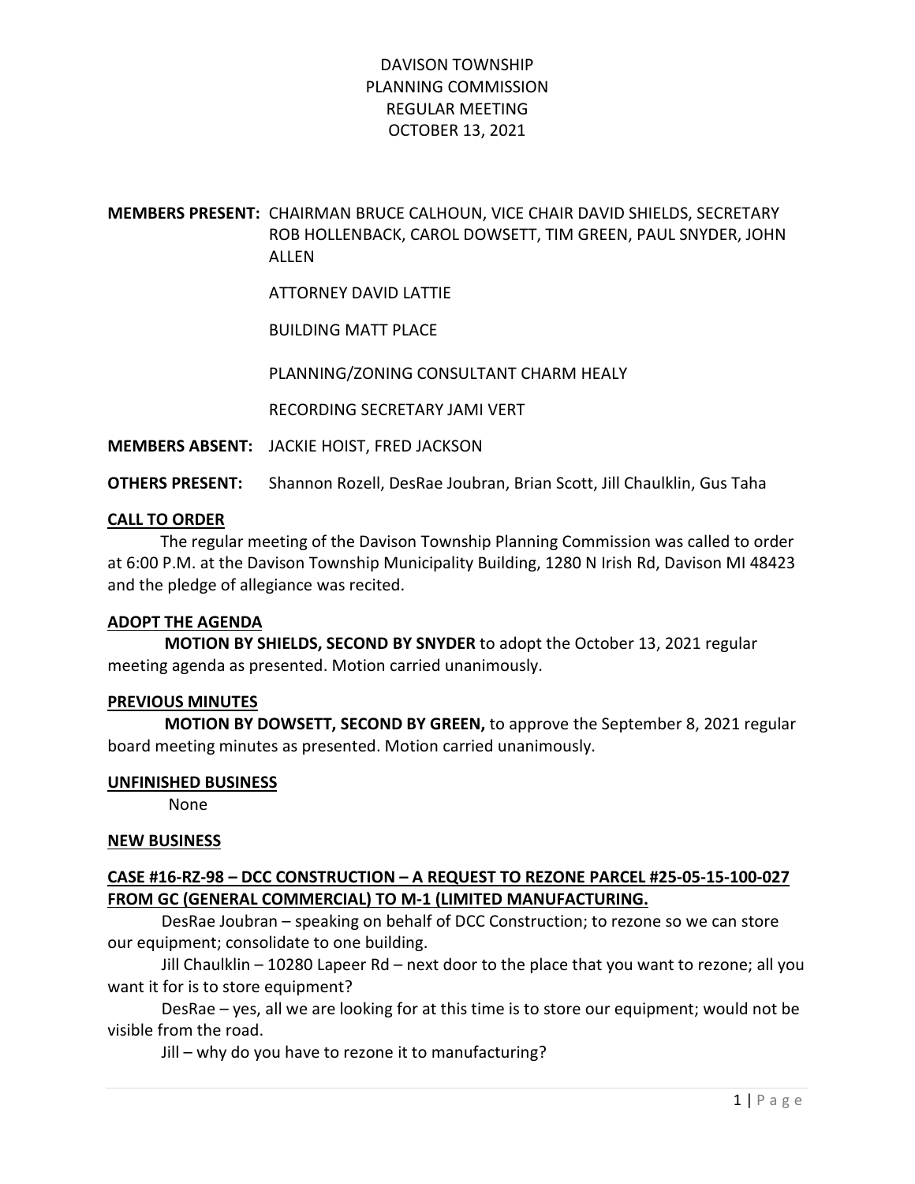# DAVISON TOWNSHIP
# PLANNING COMMISSION
# REGULAR MEETING
# OCTOBER 13, 2021

**MEMBERS PRESENT:** CHAIRMAN BRUCE CALHOUN, VICE CHAIR DAVID SHIELDS, SECRETARY ROB HOLLENBACK, CAROL DOWSETT, TIM GREEN, PAUL SNYDER, JOHN ALLEN

ATTORNEY DAVID LATTIE

BUILDING MATT PLACE

PLANNING/ZONING CONSULTANT CHARM HEALY

RECORDING SECRETARY JAMI VERT

**MEMBERS ABSENT:** JACKIE HOIST, FRED JACKSON

**OTHERS PRESENT:** Shannon Rozell, DesRae Joubran, Brian Scott, Jill Chaulklin, Gus Taha

## CALL TO ORDER

The regular meeting of the Davison Township Planning Commission was called to order at 6:00 P.M. at the Davison Township Municipality Building, 1280 N Irish Rd, Davison MI 48423 and the pledge of allegiance was recited.

## ADOPT THE AGENDA

**MOTION BY SHIELDS, SECOND BY SNYDER** to adopt the October 13, 2021 regular meeting agenda as presented. Motion carried unanimously.

## PREVIOUS MINUTES

**MOTION BY DOWSETT, SECOND BY GREEN,** to approve the September 8, 2021 regular board meeting minutes as presented. Motion carried unanimously.

## UNFINISHED BUSINESS

None

## NEW BUSINESS

### CASE #16-RZ-98 – DCC CONSTRUCTION – A REQUEST TO REZONE PARCEL #25-05-15-100-027 FROM GC (GENERAL COMMERCIAL) TO M-1 (LIMITED MANUFACTURING.

DesRae Joubran – speaking on behalf of DCC Construction; to rezone so we can store our equipment; consolidate to one building.

Jill Chaulklin – 10280 Lapeer Rd – next door to the place that you want to rezone; all you want it for is to store equipment?

DesRae – yes, all we are looking for at this time is to store our equipment; would not be visible from the road.

Jill – why do you have to rezone it to manufacturing?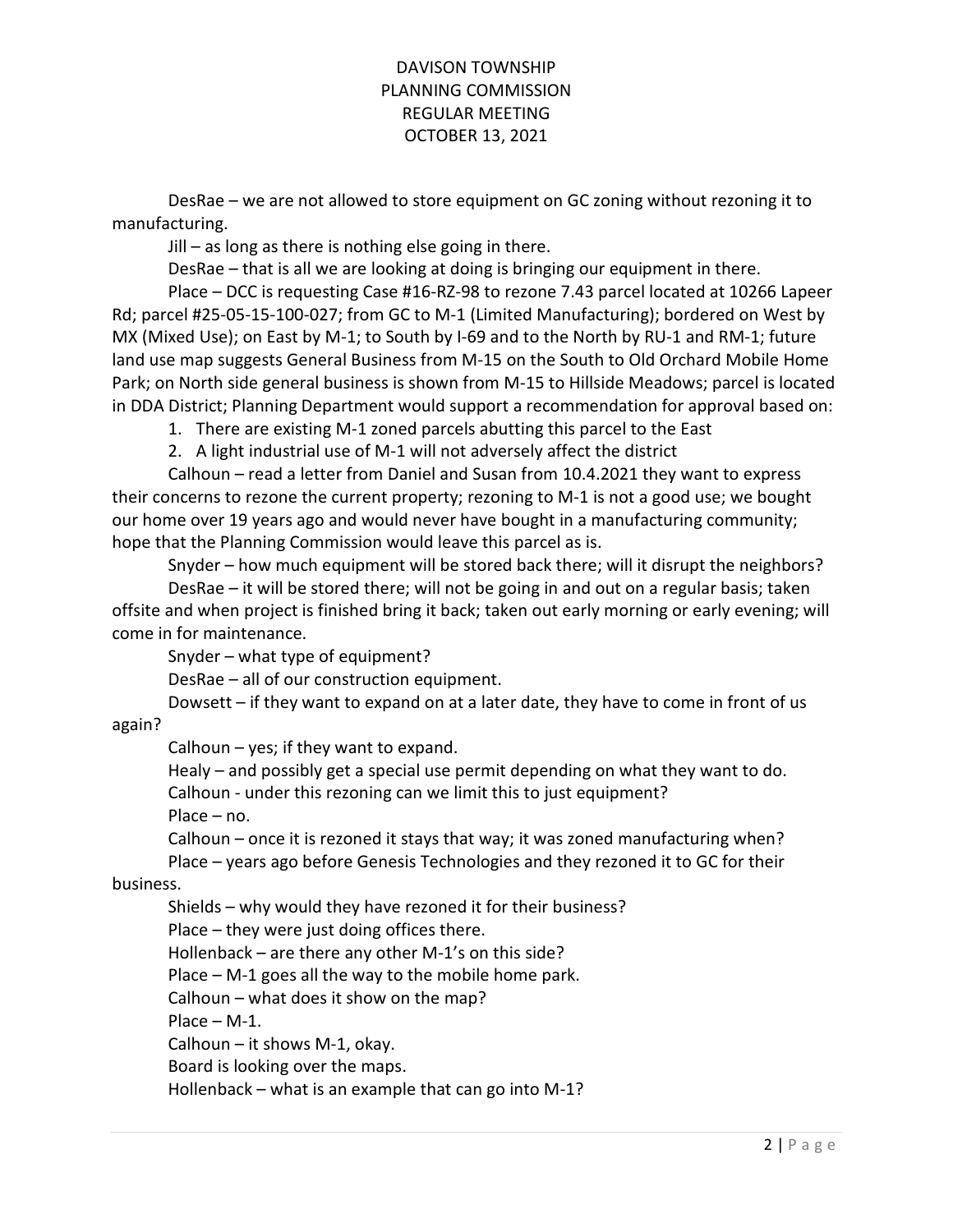DAVISON TOWNSHIP
PLANNING COMMISSION
REGULAR MEETING
OCTOBER 13, 2021

DesRae – we are not allowed to store equipment on GC zoning without rezoning it to manufacturing.

Jill – as long as there is nothing else going in there.

DesRae – that is all we are looking at doing is bringing our equipment in there.

Place – DCC is requesting Case #16-RZ-98 to rezone 7.43 parcel located at 10266 Lapeer Rd; parcel #25-05-15-100-027; from GC to M-1 (Limited Manufacturing); bordered on West by MX (Mixed Use); on East by M-1; to South by I-69 and to the North by RU-1 and RM-1; future land use map suggests General Business from M-15 on the South to Old Orchard Mobile Home Park; on North side general business is shown from M-15 to Hillside Meadows; parcel is located in DDA District; Planning Department would support a recommendation for approval based on:

1. There are existing M-1 zoned parcels abutting this parcel to the East
2. A light industrial use of M-1 will not adversely affect the district

Calhoun – read a letter from Daniel and Susan from 10.4.2021 they want to express their concerns to rezone the current property; rezoning to M-1 is not a good use; we bought our home over 19 years ago and would never have bought in a manufacturing community; hope that the Planning Commission would leave this parcel as is.

Snyder – how much equipment will be stored back there; will it disrupt the neighbors?

DesRae – it will be stored there; will not be going in and out on a regular basis; taken offsite and when project is finished bring it back; taken out early morning or early evening; will come in for maintenance.

Snyder – what type of equipment?

DesRae – all of our construction equipment.

Dowsett – if they want to expand on at a later date, they have to come in front of us again?

Calhoun – yes; if they want to expand.

Healy – and possibly get a special use permit depending on what they want to do.

Calhoun - under this rezoning can we limit this to just equipment?

Place – no.

Calhoun – once it is rezoned it stays that way; it was zoned manufacturing when?

Place – years ago before Genesis Technologies and they rezoned it to GC for their business.

Shields – why would they have rezoned it for their business?

Place – they were just doing offices there.

Hollenback – are there any other M-1's on this side?

Place – M-1 goes all the way to the mobile home park.

Calhoun – what does it show on the map?

Place – M-1.

Calhoun – it shows M-1, okay.

Board is looking over the maps.

Hollenback – what is an example that can go into M-1?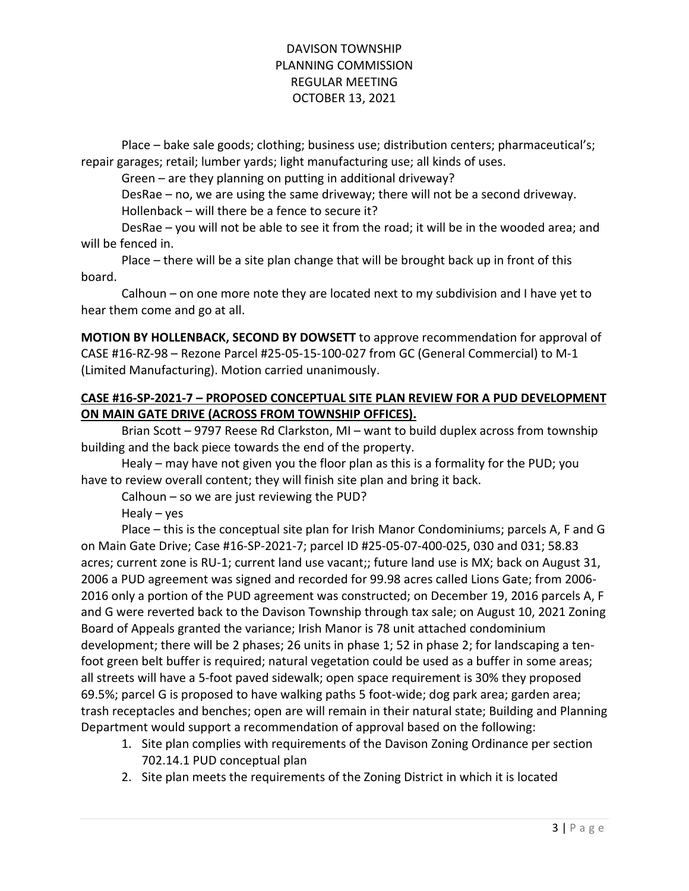Place – bake sale goods; clothing; business use; distribution centers; pharmaceutical's; repair garages; retail; lumber yards; light manufacturing use; all kinds of uses.

Green – are they planning on putting in additional driveway?

DesRae – no, we are using the same driveway; there will not be a second driveway.

Hollenback – will there be a fence to secure it?

DesRae – you will not be able to see it from the road; it will be in the wooded area; and will be fenced in.

Place – there will be a site plan change that will be brought back up in front of this board.

Calhoun – on one more note they are located next to my subdivision and I have yet to hear them come and go at all.

**MOTION BY HOLLENBACK, SECOND BY DOWSETT** to approve recommendation for approval of CASE #16-RZ-98 – Rezone Parcel #25-05-15-100-027 from GC (General Commercial) to M-1 (Limited Manufacturing). Motion carried unanimously.

**CASE #16-SP-2021-7 – PROPOSED CONCEPTUAL SITE PLAN REVIEW FOR A PUD DEVELOPMENT ON MAIN GATE DRIVE (ACROSS FROM TOWNSHIP OFFICES).**

Brian Scott – 9797 Reese Rd Clarkston, MI – want to build duplex across from township building and the back piece towards the end of the property.

Healy – may have not given you the floor plan as this is a formality for the PUD; you have to review overall content; they will finish site plan and bring it back.

Calhoun – so we are just reviewing the PUD?

Healy – yes

Place – this is the conceptual site plan for Irish Manor Condominiums; parcels A, F and G on Main Gate Drive; Case #16-SP-2021-7; parcel ID #25-05-07-400-025, 030 and 031; 58.83 acres; current zone is RU-1; current land use vacant;; future land use is MX; back on August 31, 2006 a PUD agreement was signed and recorded for 99.98 acres called Lions Gate; from 2006-2016 only a portion of the PUD agreement was constructed; on December 19, 2016 parcels A, F and G were reverted back to the Davison Township through tax sale; on August 10, 2021 Zoning Board of Appeals granted the variance; Irish Manor is 78 unit attached condominium development; there will be 2 phases; 26 units in phase 1; 52 in phase 2; for landscaping a ten-foot green belt buffer is required; natural vegetation could be used as a buffer in some areas; all streets will have a 5-foot paved sidewalk; open space requirement is 30% they proposed 69.5%; parcel G is proposed to have walking paths 5 foot-wide; dog park area; garden area; trash receptacles and benches; open are will remain in their natural state; Building and Planning Department would support a recommendation of approval based on the following:

1. Site plan complies with requirements of the Davison Zoning Ordinance per section 702.14.1 PUD conceptual plan
2. Site plan meets the requirements of the Zoning District in which it is located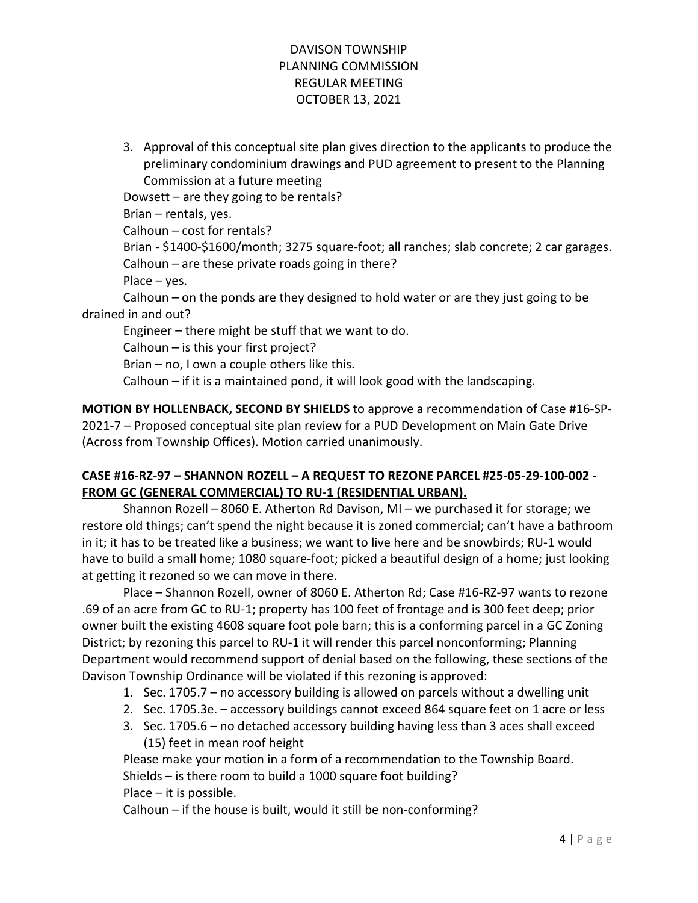3. Approval of this conceptual site plan gives direction to the applicants to produce the preliminary condominium drawings and PUD agreement to present to the Planning Commission at a future meeting

Dowsett – are they going to be rentals?

Brian – rentals, yes.

Calhoun – cost for rentals?

Brian - $1400-$1600/month; 3275 square-foot; all ranches; slab concrete; 2 car garages.

Calhoun – are these private roads going in there?

Place – yes.

Calhoun – on the ponds are they designed to hold water or are they just going to be drained in and out?

Engineer – there might be stuff that we want to do.

Calhoun – is this your first project?

Brian – no, I own a couple others like this.

Calhoun – if it is a maintained pond, it will look good with the landscaping.

**MOTION BY HOLLENBACK, SECOND BY SHIELDS** to approve a recommendation of Case #16-SP-2021-7 – Proposed conceptual site plan review for a PUD Development on Main Gate Drive (Across from Township Offices). Motion carried unanimously.

**CASE #16-RZ-97 – SHANNON ROZELL – A REQUEST TO REZONE PARCEL #25-05-29-100-002 - FROM GC (GENERAL COMMERCIAL) TO RU-1 (RESIDENTIAL URBAN).**

Shannon Rozell – 8060 E. Atherton Rd Davison, MI – we purchased it for storage; we restore old things; can't spend the night because it is zoned commercial; can't have a bathroom in it; it has to be treated like a business; we want to live here and be snowbirds; RU-1 would have to build a small home; 1080 square-foot; picked a beautiful design of a home; just looking at getting it rezoned so we can move in there.

Place – Shannon Rozell, owner of 8060 E. Atherton Rd; Case #16-RZ-97 wants to rezone .69 of an acre from GC to RU-1; property has 100 feet of frontage and is 300 feet deep; prior owner built the existing 4608 square foot pole barn; this is a conforming parcel in a GC Zoning District; by rezoning this parcel to RU-1 it will render this parcel nonconforming; Planning Department would recommend support of denial based on the following, these sections of the Davison Township Ordinance will be violated if this rezoning is approved:

1. Sec. 1705.7 – no accessory building is allowed on parcels without a dwelling unit
2. Sec. 1705.3e. – accessory buildings cannot exceed 864 square feet on 1 acre or less
3. Sec. 1705.6 – no detached accessory building having less than 3 aces shall exceed (15) feet in mean roof height

Please make your motion in a form of a recommendation to the Township Board.

Shields – is there room to build a 1000 square foot building?

Place – it is possible.

Calhoun – if the house is built, would it still be non-conforming?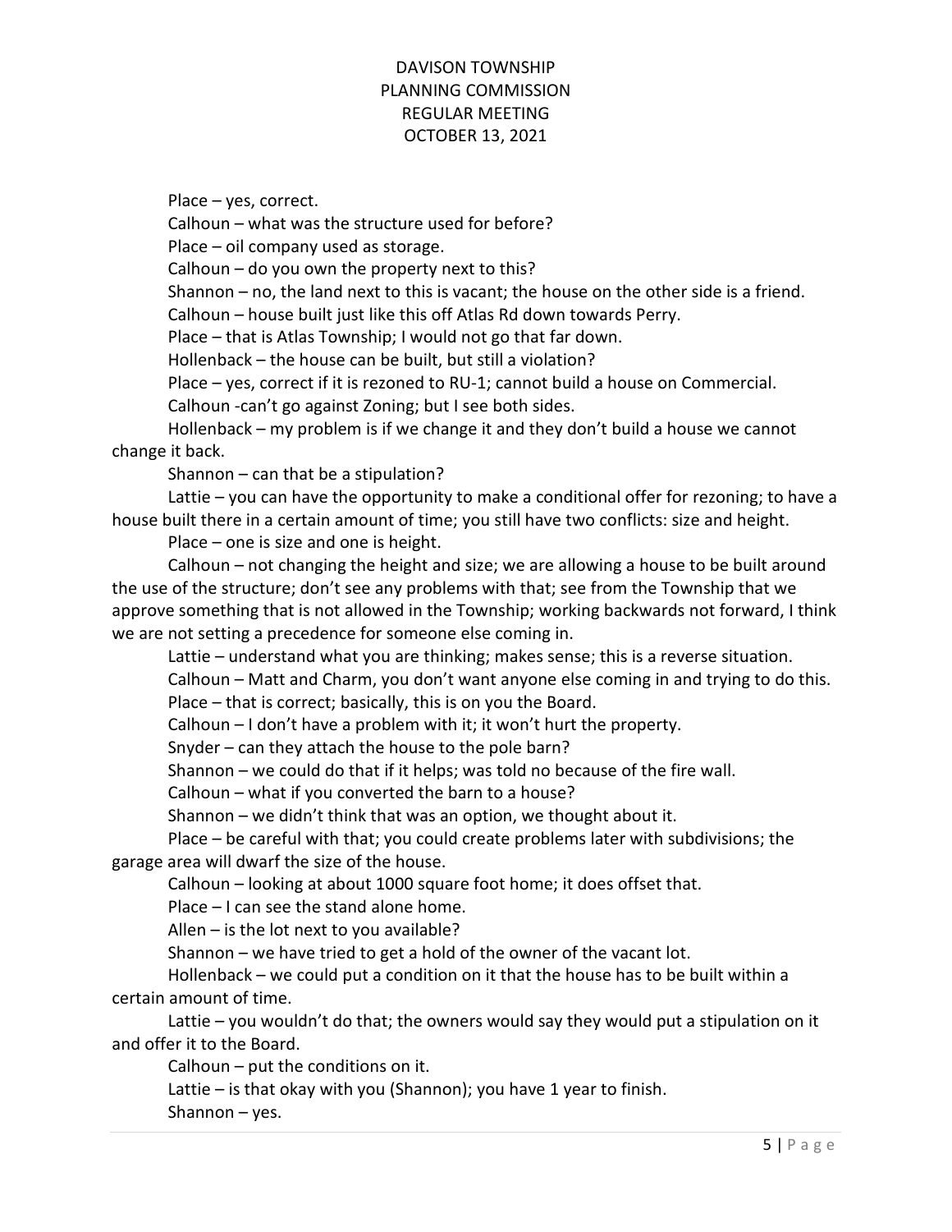Place – yes, correct.

Calhoun – what was the structure used for before?

Place – oil company used as storage.

Calhoun – do you own the property next to this?

Shannon – no, the land next to this is vacant; the house on the other side is a friend.

Calhoun – house built just like this off Atlas Rd down towards Perry.

Place – that is Atlas Township; I would not go that far down.

Hollenback – the house can be built, but still a violation?

Place – yes, correct if it is rezoned to RU-1; cannot build a house on Commercial.

Calhoun -can't go against Zoning; but I see both sides.

Hollenback – my problem is if we change it and they don't build a house we cannot change it back.

Shannon – can that be a stipulation?

Lattie – you can have the opportunity to make a conditional offer for rezoning; to have a house built there in a certain amount of time; you still have two conflicts: size and height.

Place – one is size and one is height.

Calhoun – not changing the height and size; we are allowing a house to be built around the use of the structure; don't see any problems with that; see from the Township that we approve something that is not allowed in the Township; working backwards not forward, I think we are not setting a precedence for someone else coming in.

Lattie – understand what you are thinking; makes sense; this is a reverse situation.

Calhoun – Matt and Charm, you don't want anyone else coming in and trying to do this.

Place – that is correct; basically, this is on you the Board.

Calhoun – I don't have a problem with it; it won't hurt the property.

Snyder – can they attach the house to the pole barn?

Shannon – we could do that if it helps; was told no because of the fire wall.

Calhoun – what if you converted the barn to a house?

Shannon – we didn't think that was an option, we thought about it.

Place – be careful with that; you could create problems later with subdivisions; the garage area will dwarf the size of the house.

Calhoun – looking at about 1000 square foot home; it does offset that.

Place – I can see the stand alone home.

Allen – is the lot next to you available?

Shannon – we have tried to get a hold of the owner of the vacant lot.

Hollenback – we could put a condition on it that the house has to be built within a certain amount of time.

Lattie – you wouldn't do that; the owners would say they would put a stipulation on it and offer it to the Board.

Calhoun – put the conditions on it.

Lattie – is that okay with you (Shannon); you have 1 year to finish.

Shannon – yes.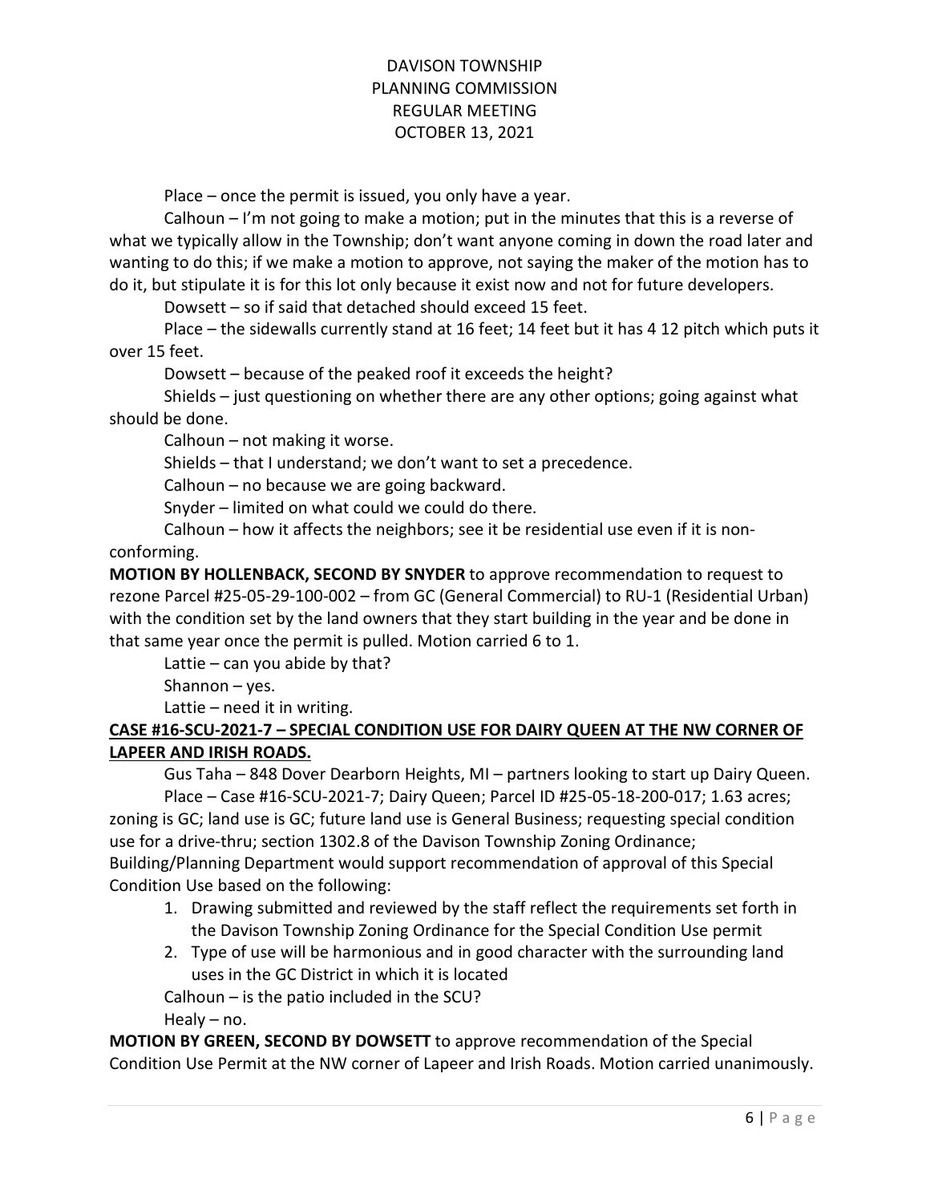Place – once the permit is issued, you only have a year.

Calhoun – I'm not going to make a motion; put in the minutes that this is a reverse of what we typically allow in the Township; don't want anyone coming in down the road later and wanting to do this; if we make a motion to approve, not saying the maker of the motion has to do it, but stipulate it is for this lot only because it exist now and not for future developers.

Dowsett – so if said that detached should exceed 15 feet.

Place – the sidewalls currently stand at 16 feet; 14 feet but it has 4 12 pitch which puts it over 15 feet.

Dowsett – because of the peaked roof it exceeds the height?

Shields – just questioning on whether there are any other options; going against what should be done.

Calhoun – not making it worse.

Shields – that I understand; we don't want to set a precedence.

Calhoun – no because we are going backward.

Snyder – limited on what could we could do there.

Calhoun – how it affects the neighbors; see it be residential use even if it is non-conforming.

**MOTION BY HOLLENBACK, SECOND BY SNYDER** to approve recommendation to request to rezone Parcel #25-05-29-100-002 – from GC (General Commercial) to RU-1 (Residential Urban) with the condition set by the land owners that they start building in the year and be done in that same year once the permit is pulled. Motion carried 6 to 1.

Lattie – can you abide by that?

Shannon – yes.

Lattie – need it in writing.

**CASE #16-SCU-2021-7 – SPECIAL CONDITION USE FOR DAIRY QUEEN AT THE NW CORNER OF LAPEER AND IRISH ROADS.**

Gus Taha – 848 Dover Dearborn Heights, MI – partners looking to start up Dairy Queen.

Place – Case #16-SCU-2021-7; Dairy Queen; Parcel ID #25-05-18-200-017; 1.63 acres; zoning is GC; land use is GC; future land use is General Business; requesting special condition use for a drive-thru; section 1302.8 of the Davison Township Zoning Ordinance; Building/Planning Department would support recommendation of approval of this Special Condition Use based on the following:

1. Drawing submitted and reviewed by the staff reflect the requirements set forth in the Davison Township Zoning Ordinance for the Special Condition Use permit
2. Type of use will be harmonious and in good character with the surrounding land uses in the GC District in which it is located

Calhoun – is the patio included in the SCU?

Healy – no.

**MOTION BY GREEN, SECOND BY DOWSETT** to approve recommendation of the Special Condition Use Permit at the NW corner of Lapeer and Irish Roads. Motion carried unanimously.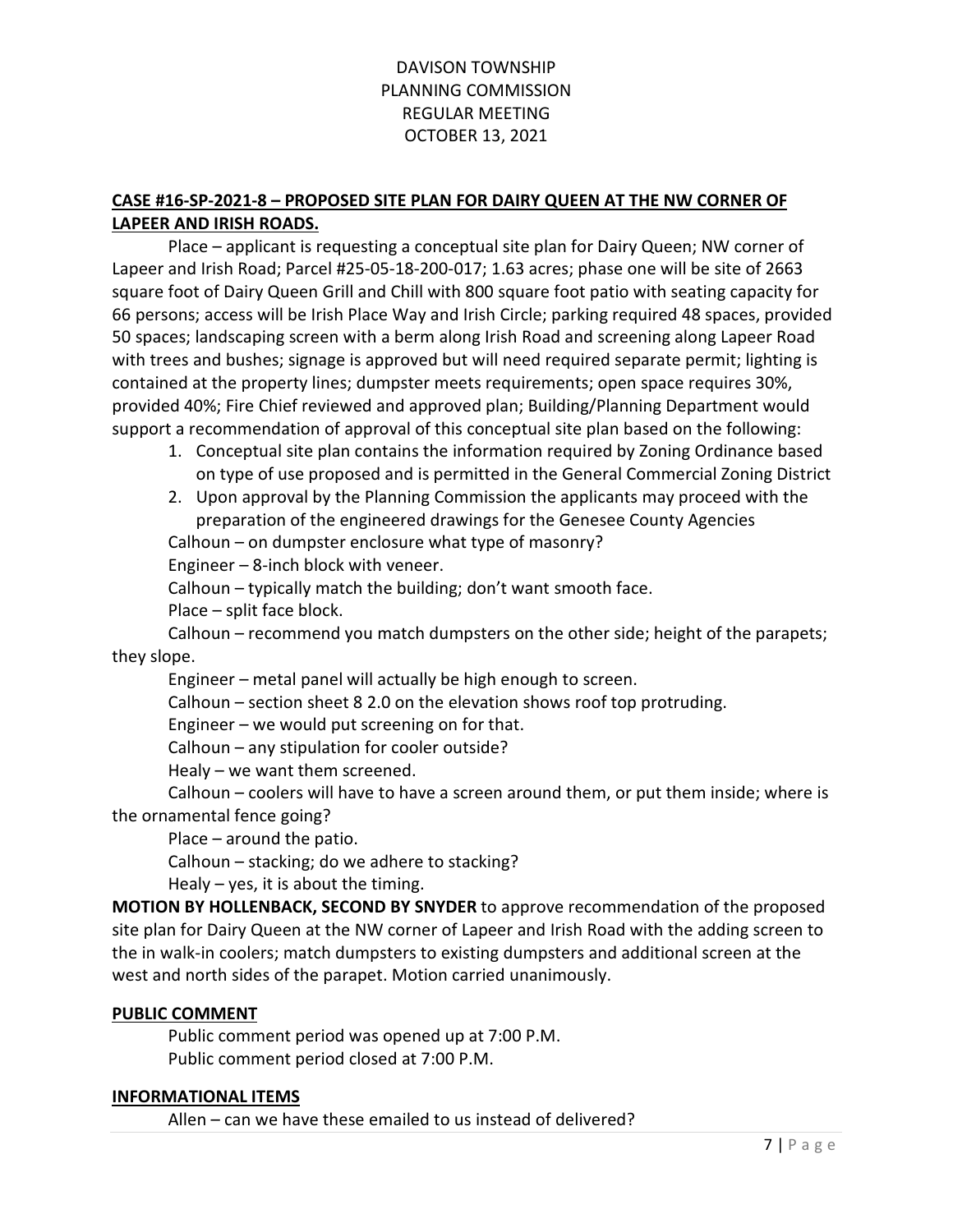**CASE #16-SP-2021-8 – PROPOSED SITE PLAN FOR DAIRY QUEEN AT THE NW CORNER OF LAPEER AND IRISH ROADS.**

Place – applicant is requesting a conceptual site plan for Dairy Queen; NW corner of Lapeer and Irish Road; Parcel #25-05-18-200-017; 1.63 acres; phase one will be site of 2663 square foot of Dairy Queen Grill and Chill with 800 square foot patio with seating capacity for 66 persons; access will be Irish Place Way and Irish Circle; parking required 48 spaces, provided 50 spaces; landscaping screen with a berm along Irish Road and screening along Lapeer Road with trees and bushes; signage is approved but will need required separate permit; lighting is contained at the property lines; dumpster meets requirements; open space requires 30%, provided 40%; Fire Chief reviewed and approved plan; Building/Planning Department would support a recommendation of approval of this conceptual site plan based on the following:

1. Conceptual site plan contains the information required by Zoning Ordinance based on type of use proposed and is permitted in the General Commercial Zoning District
2. Upon approval by the Planning Commission the applicants may proceed with the preparation of the engineered drawings for the Genesee County Agencies

Calhoun – on dumpster enclosure what type of masonry?

Engineer – 8-inch block with veneer.

Calhoun – typically match the building; don't want smooth face.

Place – split face block.

Calhoun – recommend you match dumpsters on the other side; height of the parapets; they slope.

Engineer – metal panel will actually be high enough to screen.

Calhoun – section sheet 8 2.0 on the elevation shows roof top protruding.

Engineer – we would put screening on for that.

Calhoun – any stipulation for cooler outside?

Healy – we want them screened.

Calhoun – coolers will have to have a screen around them, or put them inside; where is the ornamental fence going?

Place – around the patio.

Calhoun – stacking; do we adhere to stacking?

Healy – yes, it is about the timing.

**MOTION BY HOLLENBACK, SECOND BY SNYDER** to approve recommendation of the proposed site plan for Dairy Queen at the NW corner of Lapeer and Irish Road with the adding screen to the in walk-in coolers; match dumpsters to existing dumpsters and additional screen at the west and north sides of the parapet. Motion carried unanimously.

**PUBLIC COMMENT**

Public comment period was opened up at 7:00 P.M.
Public comment period closed at 7:00 P.M.

**INFORMATIONAL ITEMS**

Allen – can we have these emailed to us instead of delivered?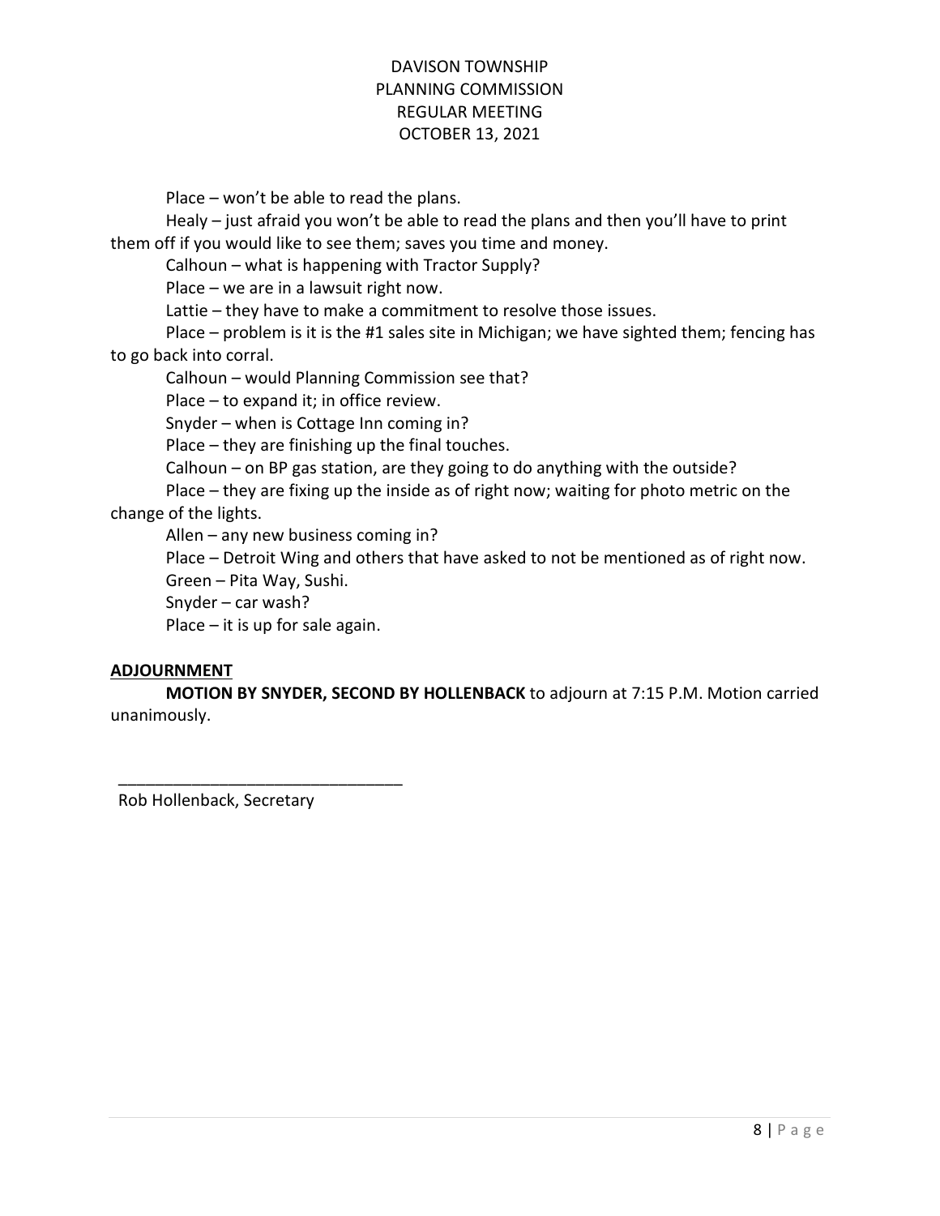Place – won't be able to read the plans.

Healy – just afraid you won't be able to read the plans and then you'll have to print them off if you would like to see them; saves you time and money.

Calhoun – what is happening with Tractor Supply?

Place – we are in a lawsuit right now.

Lattie – they have to make a commitment to resolve those issues.

Place – problem is it is the #1 sales site in Michigan; we have sighted them; fencing has to go back into corral.

Calhoun – would Planning Commission see that?

Place – to expand it; in office review.

Snyder – when is Cottage Inn coming in?

Place – they are finishing up the final touches.

Calhoun – on BP gas station, are they going to do anything with the outside?

Place – they are fixing up the inside as of right now; waiting for photo metric on the change of the lights.

Allen – any new business coming in?

Place – Detroit Wing and others that have asked to not be mentioned as of right now.

Green – Pita Way, Sushi.

Snyder – car wash?

Place – it is up for sale again.

## ADJOURNMENT

**MOTION BY SNYDER, SECOND BY HOLLENBACK** to adjourn at 7:15 P.M. Motion carried unanimously.

_______________________________

Rob Hollenback, Secretary